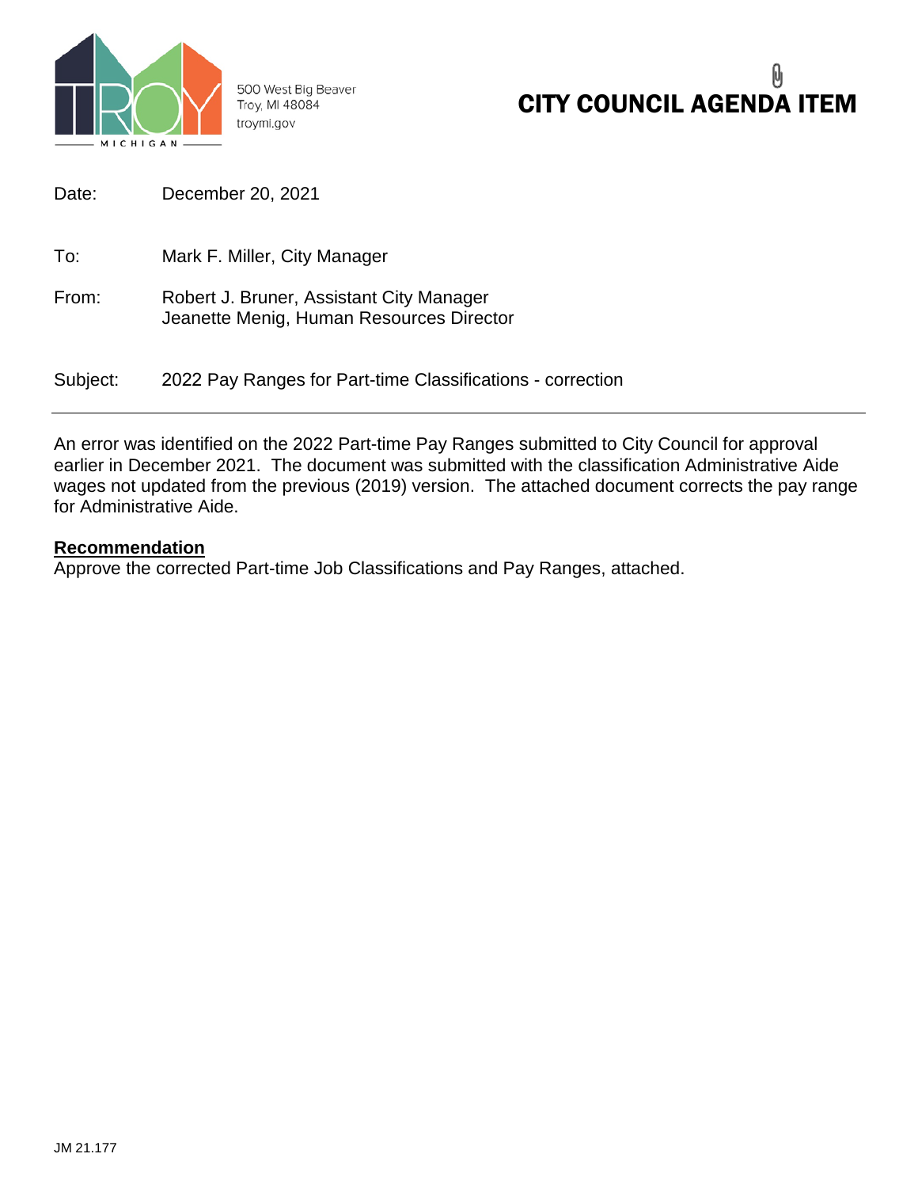500 West Big Beaver
Troy, MI 48084
troymi.gov

# CITY COUNCIL AGENDA ITEM

Date: December 20, 2021

To: Mark F. Miller, City Manager

From: Robert J. Bruner, Assistant City Manager
Jeanette Menig, Human Resources Director

Subject: 2022 Pay Ranges for Part-time Classifications - correction

---

An error was identified on the 2022 Part-time Pay Ranges submitted to City Council for approval earlier in December 2021. The document was submitted with the classification Administrative Aide wages not updated from the previous (2019) version. The attached document corrects the pay range for Administrative Aide.

**Recommendation**

Approve the corrected Part-time Job Classifications and Pay Ranges, attached.

JM 21.177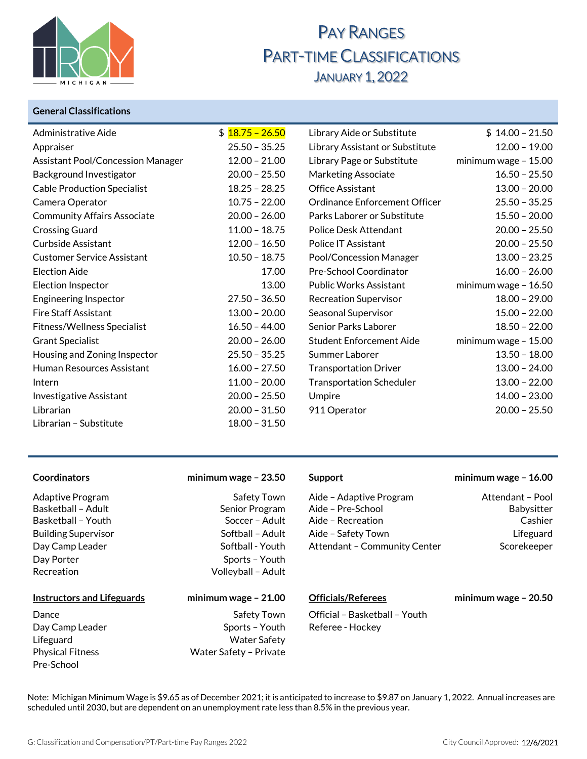# Pay Ranges
# Part-time Classifications
## January 1, 2022

### General Classifications

| | | | |
|---|---|---|---|
| Administrative Aide | $ 18.75 – 26.50 | Library Aide or Substitute | $ 14.00 – 21.50 |
| Appraiser | 25.50 – 35.25 | Library Assistant or Substitute | 12.00 – 19.00 |
| Assistant Pool/Concession Manager | 12.00 – 21.00 | Library Page or Substitute | minimum wage – 15.00 |
| Background Investigator | 20.00 – 25.50 | Marketing Associate | 16.50 – 25.50 |
| Cable Production Specialist | 18.25 – 28.25 | Office Assistant | 13.00 – 20.00 |
| Camera Operator | 10.75 – 22.00 | Ordinance Enforcement Officer | 25.50 – 35.25 |
| Community Affairs Associate | 20.00 – 26.00 | Parks Laborer or Substitute | 15.50 – 20.00 |
| Crossing Guard | 11.00 – 18.75 | Police Desk Attendant | 20.00 – 25.50 |
| Curbside Assistant | 12.00 – 16.50 | Police IT Assistant | 20.00 – 25.50 |
| Customer Service Assistant | 10.50 – 18.75 | Pool/Concession Manager | 13.00 – 23.25 |
| Election Aide | 17.00 | Pre-School Coordinator | 16.00 – 26.00 |
| Election Inspector | 13.00 | Public Works Assistant | minimum wage – 16.50 |
| Engineering Inspector | 27.50 – 36.50 | Recreation Supervisor | 18.00 – 29.00 |
| Fire Staff Assistant | 13.00 – 20.00 | Seasonal Supervisor | 15.00 – 22.00 |
| Fitness/Wellness Specialist | 16.50 – 44.00 | Senior Parks Laborer | 18.50 – 22.00 |
| Grant Specialist | 20.00 – 26.00 | Student Enforcement Aide | minimum wage – 15.00 |
| Housing and Zoning Inspector | 25.50 – 35.25 | Summer Laborer | 13.50 – 18.00 |
| Human Resources Assistant | 16.00 – 27.50 | Transportation Driver | 13.00 – 24.00 |
| Intern | 11.00 – 20.00 | Transportation Scheduler | 13.00 – 22.00 |
| Investigative Assistant | 20.00 – 25.50 | Umpire | 14.00 – 23.00 |
| Librarian | 20.00 – 31.50 | 911 Operator | 20.00 – 25.50 |
| Librarian – Substitute | 18.00 – 31.50 | | |

**Coordinators** — **minimum wage – 23.50**

- Adaptive Program
- Basketball – Adult
- Basketball – Youth
- Building Supervisor
- Day Camp Leader
- Day Porter
- Recreation
- Safety Town
- Senior Program
- Soccer – Adult
- Softball – Adult
- Softball - Youth
- Sports – Youth
- Volleyball – Adult

**Support** — **minimum wage – 16.00**

- Aide – Adaptive Program
- Aide – Pre-School
- Aide – Recreation
- Aide – Safety Town
- Attendant – Community Center
- Attendant – Pool
- Babysitter
- Cashier
- Lifeguard
- Scorekeeper

**Instructors and Lifeguards** — **minimum wage – 21.00**

- Dance
- Day Camp Leader
- Lifeguard
- Physical Fitness
- Pre-School
- Safety Town
- Sports – Youth
- Water Safety
- Water Safety – Private

**Officials/Referees** — **minimum wage – 20.50**

- Official – Basketball – Youth
- Referee - Hockey

Note: Michigan Minimum Wage is $9.65 as of December 2021; it is anticipated to increase to $9.87 on January 1, 2022. Annual increases are scheduled until 2030, but are dependent on an unemployment rate less than 8.5% in the previous year.

G: Classification and Compensation/PT/Part-time Pay Ranges 2022 — City Council Approved: 12/6/2021